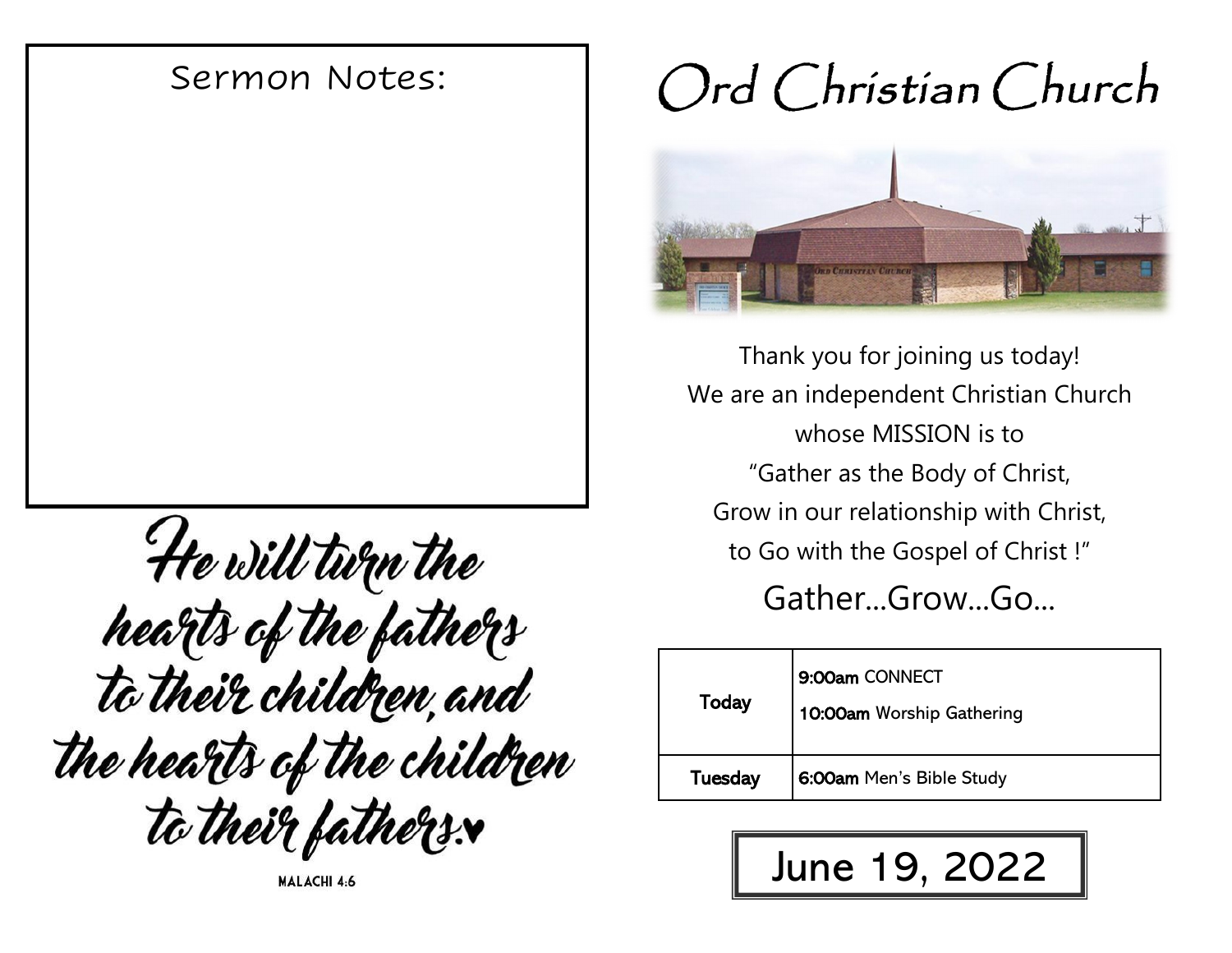Sermon Notes:

He will turn the hearts of the fathers to their children, and the hearts of the children to their fathers.♥

MALACHI 4:6

# Ord Christian Church

Thank you for joining us today!
We are an independent Christian Church
whose MISSION is to
"Gather as the Body of Christ,
Grow in our relationship with Christ,
to Go with the Gospel of Christ !"

## Gather…Grow…Go…

| | |
|---|---|
| Today | **9:00am** CONNECT<br>**10:00am** Worship Gathering |
| Tuesday | **6:00am** Men's Bible Study |

June 19, 2022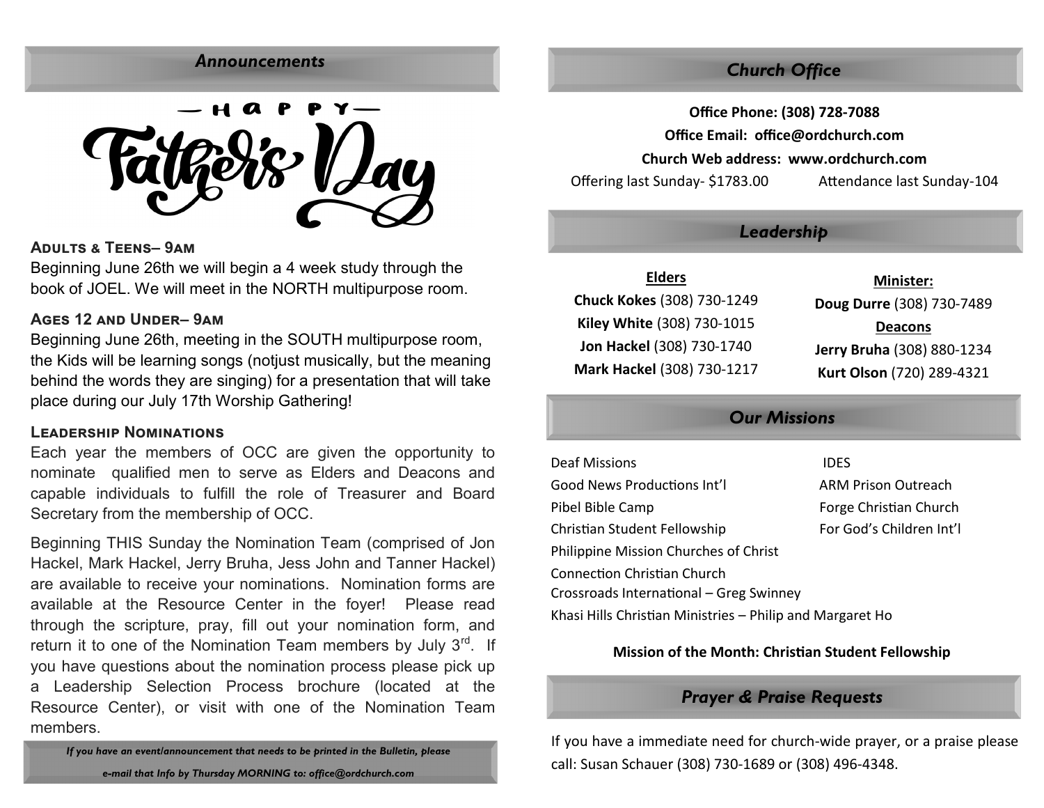## Announcements

— HAPPY —
Father's Day

### Adults & Teens– 9AM

Beginning June 26th we will begin a 4 week study through the book of JOEL. We will meet in the NORTH multipurpose room.

### Ages 12 and Under– 9AM

Beginning June 26th, meeting in the SOUTH multipurpose room, the Kids will be learning songs (notjust musically, but the meaning behind the words they are singing) for a presentation that will take place during our July 17th Worship Gathering!

### Leadership Nominations

Each year the members of OCC are given the opportunity to nominate qualified men to serve as Elders and Deacons and capable individuals to fulfill the role of Treasurer and Board Secretary from the membership of OCC.

Beginning THIS Sunday the Nomination Team (comprised of Jon Hackel, Mark Hackel, Jerry Bruha, Jess John and Tanner Hackel) are available to receive your nominations. Nomination forms are available at the Resource Center in the foyer! Please read through the scripture, pray, fill out your nomination form, and return it to one of the Nomination Team members by July 3rd. If you have questions about the nomination process please pick up a Leadership Selection Process brochure (located at the Resource Center), or visit with one of the Nomination Team members.

*If you have an event/announcement that needs to be printed in the Bulletin, please e-mail that Info by Thursday MORNING to: office@ordchurch.com*

## Church Office

**Office Phone: (308) 728-7088**

**Office Email: office@ordchurch.com**

**Church Web address: www.ordchurch.com**

Offering last Sunday- $1783.00    Attendance last Sunday-104

## Leadership

**Elders**

**Chuck Kokes** (308) 730-1249
**Kiley White** (308) 730-1015
**Jon Hackel** (308) 730-1740
**Mark Hackel** (308) 730-1217

**Minister:**

**Doug Durre** (308) 730-7489

**Deacons**

**Jerry Bruha** (308) 880-1234
**Kurt Olson** (720) 289-4321

## Our Missions

- Deaf Missions
- Good News Productions Int'l
- Pibel Bible Camp
- Christian Student Fellowship
- Philippine Mission Churches of Christ
- Connection Christian Church
- Crossroads International – Greg Swinney
- Khasi Hills Christian Ministries – Philip and Margaret Ho
- IDES
- ARM Prison Outreach
- Forge Christian Church
- For God's Children Int'l

**Mission of the Month: Christian Student Fellowship**

## Prayer & Praise Requests

If you have a immediate need for church-wide prayer, or a praise please call: Susan Schauer (308) 730-1689 or (308) 496-4348.